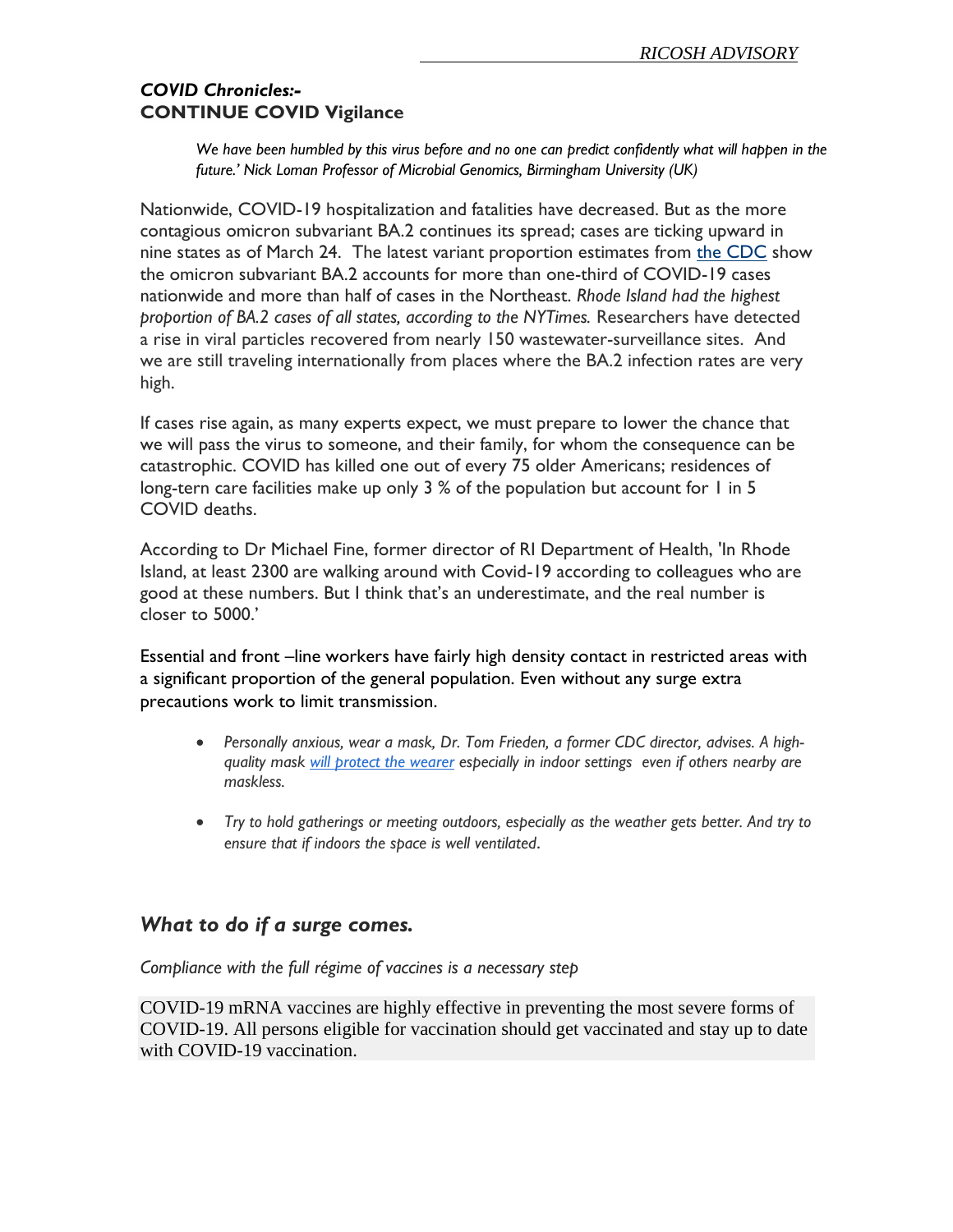### *COVID Chronicles:-*
### CONTINUE COVID Vigilance

> *We have been humbled by this virus before and no one can predict confidently what will happen in the future.' Nick Loman Professor of Microbial Genomics, Birmingham University (UK)*

Nationwide, COVID-19 hospitalization and fatalities have decreased. But as the more contagious omicron subvariant BA.2 continues its spread; cases are ticking upward in nine states as of March 24. The latest variant proportion estimates from the CDC show the omicron subvariant BA.2 accounts for more than one-third of COVID-19 cases nationwide and more than half of cases in the Northeast. *Rhode Island had the highest proportion of BA.2 cases of all states, according to the NYTimes.* Researchers have detected a rise in viral particles recovered from nearly 150 wastewater-surveillance sites. And we are still traveling internationally from places where the BA.2 infection rates are very high.

If cases rise again, as many experts expect, we must prepare to lower the chance that we will pass the virus to someone, and their family, for whom the consequence can be catastrophic. COVID has killed one out of every 75 older Americans; residences of long-tern care facilities make up only 3 % of the population but account for 1 in 5 COVID deaths.

According to Dr Michael Fine, former director of RI Department of Health, 'In Rhode Island, at least 2300 are walking around with Covid-19 according to colleagues who are good at these numbers. But I think that's an underestimate, and the real number is closer to 5000.'

Essential and front –line workers have fairly high density contact in restricted areas with a significant proportion of the general population. Even without any surge extra precautions work to limit transmission.

- *Personally anxious, wear a mask, Dr. Tom Frieden, a former CDC director, advises. A high-quality mask will protect the wearer especially in indoor settings even if others nearby are maskless.*
- *Try to hold gatherings or meeting outdoors, especially as the weather gets better. And try to ensure that if indoors the space is well ventilated.*

## *What to do if a surge comes.*

*Compliance with the full régime of vaccines is a necessary step*

COVID-19 mRNA vaccines are highly effective in preventing the most severe forms of COVID-19. All persons eligible for vaccination should get vaccinated and stay up to date with COVID-19 vaccination.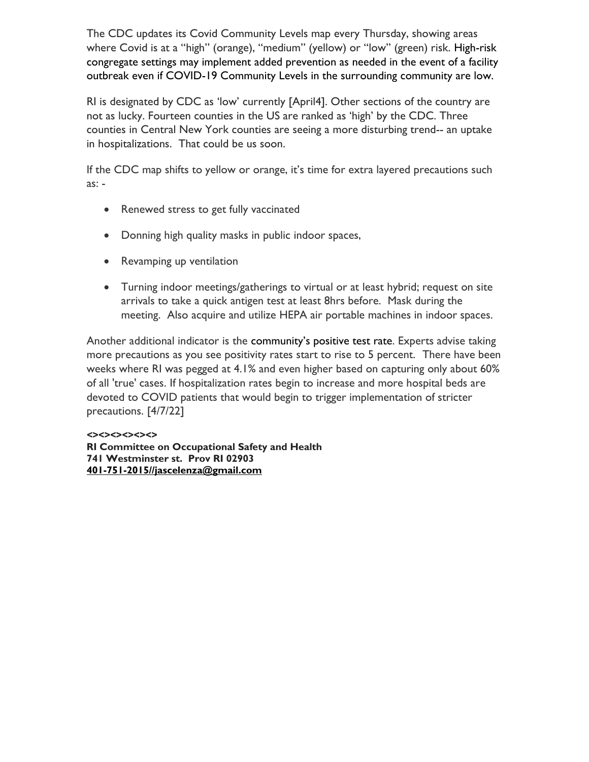The CDC updates its Covid Community Levels map every Thursday, showing areas where Covid is at a "high" (orange), "medium" (yellow) or "low" (green) risk. High-risk congregate settings may implement added prevention as needed in the event of a facility outbreak even if COVID-19 Community Levels in the surrounding community are low.

RI is designated by CDC as 'low' currently [April4]. Other sections of the country are not as lucky. Fourteen counties in the US are ranked as 'high' by the CDC. Three counties in Central New York counties are seeing a more disturbing trend-- an uptake in hospitalizations. That could be us soon.

If the CDC map shifts to yellow or orange, it's time for extra layered precautions such as: -

- Renewed stress to get fully vaccinated
- Donning high quality masks in public indoor spaces,
- Revamping up ventilation
- Turning indoor meetings/gatherings to virtual or at least hybrid; request on site arrivals to take a quick antigen test at least 8hrs before. Mask during the meeting. Also acquire and utilize HEPA air portable machines in indoor spaces.

Another additional indicator is the community's positive test rate. Experts advise taking more precautions as you see positivity rates start to rise to 5 percent. There have been weeks where RI was pegged at 4.1% and even higher based on capturing only about 60% of all 'true' cases. If hospitalization rates begin to increase and more hospital beds are devoted to COVID patients that would begin to trigger implementation of stricter precautions. [4/7/22]

**<><><><><>**
**RI Committee on Occupational Safety and Health**
**741 Westminster st. Prov RI 02903**
**401-751-2015//jascelenza@gmail.com**